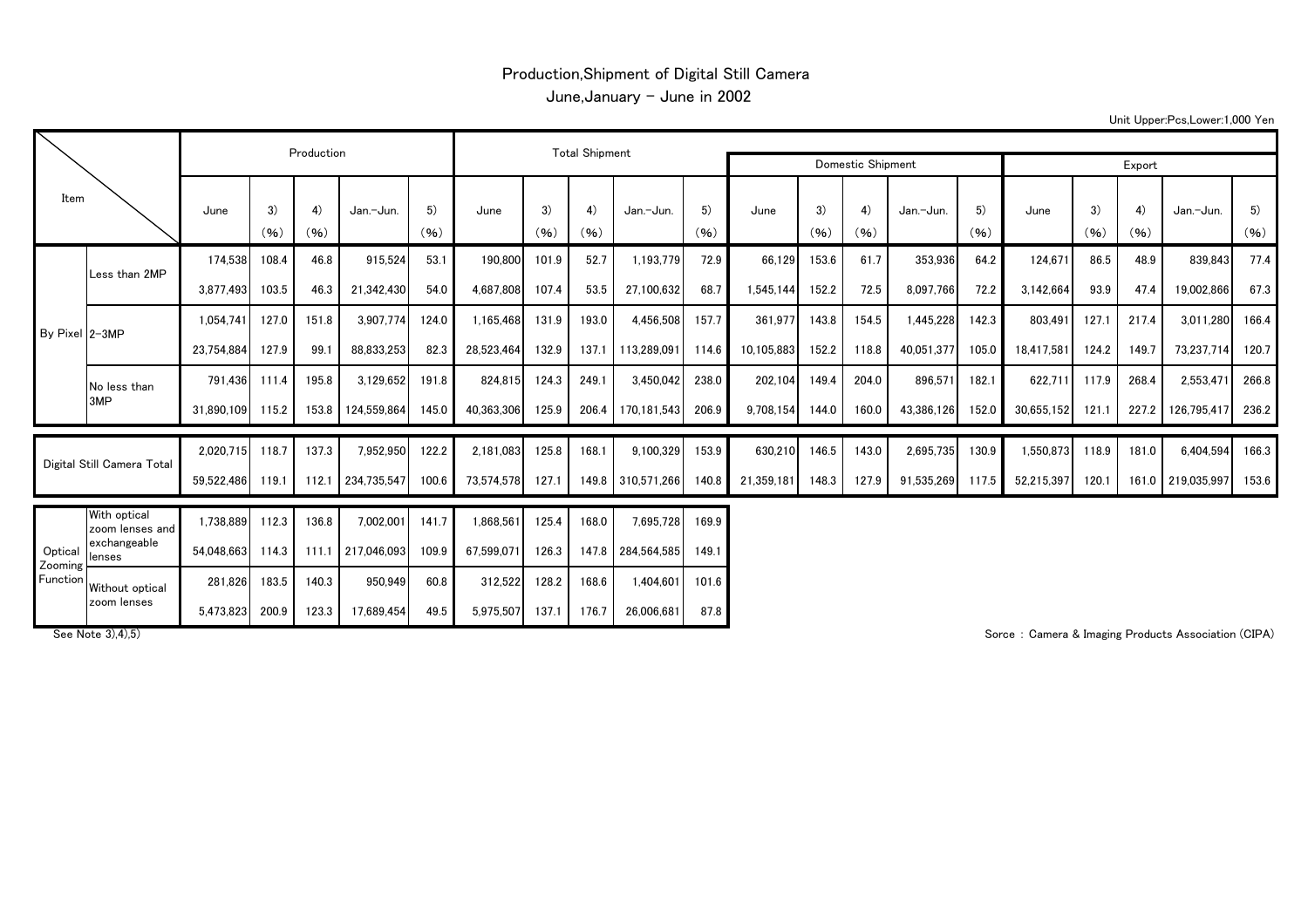# Production,Shipment of Digital Still Camera

June,January - June in 2002

Unit Upper:Pcs,Lower:1,000 Yen

| Item | | Production | | | | | Total Shipment | | | | | Domestic Shipment | | | | | Export | | | | |
|---|---|---|---|---|---|---|---|---|---|---|---|---|---|---|---|---|---|---|---|---|---|
| | | June | 3) (%) | 4) (%) | Jan.-Jun. | 5) (%) | June | 3) (%) | 4) (%) | Jan.-Jun. | 5) (%) | June | 3) (%) | 4) (%) | Jan.-Jun. | 5) (%) | June | 3) (%) | 4) (%) | Jan.-Jun. | 5) (%) |
| By Pixel | Less than 2MP | 174,538 | 108.4 | 46.8 | 915,524 | 53.1 | 190,800 | 101.9 | 52.7 | 1,193,779 | 72.9 | 66,129 | 153.6 | 61.7 | 353,936 | 64.2 | 124,671 | 86.5 | 48.9 | 839,843 | 77.4 |
| | | 3,877,493 | 103.5 | 46.3 | 21,342,430 | 54.0 | 4,687,808 | 107.4 | 53.5 | 27,100,632 | 68.7 | 1,545,144 | 152.2 | 72.5 | 8,097,766 | 72.2 | 3,142,664 | 93.9 | 47.4 | 19,002,866 | 67.3 |
| | 2-3MP | 1,054,741 | 127.0 | 151.8 | 3,907,774 | 124.0 | 1,165,468 | 131.9 | 193.0 | 4,456,508 | 157.7 | 361,977 | 143.8 | 154.5 | 1,445,228 | 142.3 | 803,491 | 127.1 | 217.4 | 3,011,280 | 166.4 |
| | | 23,754,884 | 127.9 | 99.1 | 88,833,253 | 82.3 | 28,523,464 | 132.9 | 137.1 | 113,289,091 | 114.6 | 10,105,883 | 152.2 | 118.8 | 40,051,377 | 105.0 | 18,417,581 | 124.2 | 149.7 | 73,237,714 | 120.7 |
| | No less than 3MP | 791,436 | 111.4 | 195.8 | 3,129,652 | 191.8 | 824,815 | 124.3 | 249.1 | 3,450,042 | 238.0 | 202,104 | 149.4 | 204.0 | 896,571 | 182.1 | 622,711 | 117.9 | 268.4 | 2,553,471 | 266.8 |
| | | 31,890,109 | 115.2 | 153.8 | 124,559,864 | 145.0 | 40,363,306 | 125.9 | 206.4 | 170,181,543 | 206.9 | 9,708,154 | 144.0 | 160.0 | 43,386,126 | 152.0 | 30,655,152 | 121.1 | 227.2 | 126,795,417 | 236.2 |
| Digital Still Camera Total | | 2,020,715 | 118.7 | 137.3 | 7,952,950 | 122.2 | 2,181,083 | 125.8 | 168.1 | 9,100,329 | 153.9 | 630,210 | 146.5 | 143.0 | 2,695,735 | 130.9 | 1,550,873 | 118.9 | 181.0 | 6,404,594 | 166.3 |
| | | 59,522,486 | 119.1 | 112.1 | 234,735,547 | 100.6 | 73,574,578 | 127.1 | 149.8 | 310,571,266 | 140.8 | 21,359,181 | 148.3 | 127.9 | 91,535,269 | 117.5 | 52,215,397 | 120.1 | 161.0 | 219,035,997 | 153.6 |
| Optical Zooming Function | With optical zoom lenses and exchangeable lenses | 1,738,889 | 112.3 | 136.8 | 7,002,001 | 141.7 | 1,868,561 | 125.4 | 168.0 | 7,695,728 | 169.9 | | | | | | | | | | |
| | | 54,048,663 | 114.3 | 111.1 | 217,046,093 | 109.9 | 67,599,071 | 126.3 | 147.8 | 284,564,585 | 149.1 | | | | | | | | | | |
| | Without optical zoom lenses | 281,826 | 183.5 | 140.3 | 950,949 | 60.8 | 312,522 | 128.2 | 168.6 | 1,404,601 | 101.6 | | | | | | | | | | |
| | | 5,473,823 | 200.9 | 123.3 | 17,689,454 | 49.5 | 5,975,507 | 137.1 | 176.7 | 26,006,681 | 87.8 | | | | | | | | | | |

See Note 3),4),5)

Sorce : Camera & Imaging Products Association (CIPA)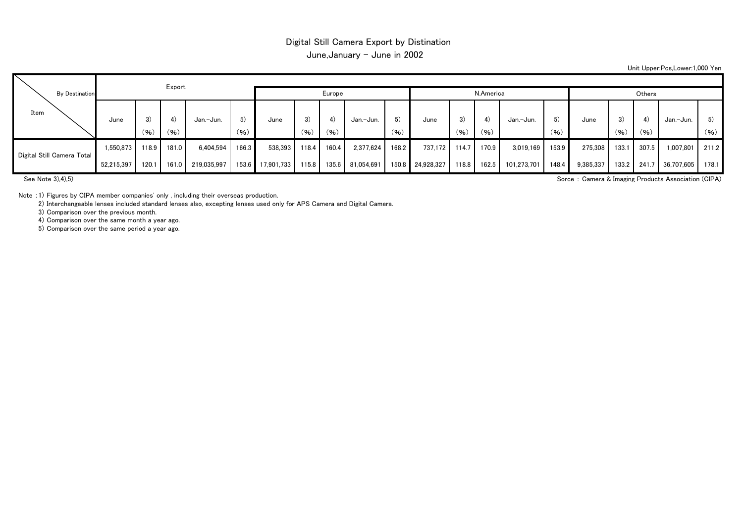# Digital Still Camera Export by Distination

## June,January – June in 2002

Unit Upper:Pcs,Lower:1,000 Yen

| Item \ By Destination | Export | | | | | Europe | | | | | N.America | | | | | Others | | | | |
|---|---|---|---|---|---|---|---|---|---|---|---|---|---|---|---|---|---|---|---|---|
| | June | 3) (%) | 4) (%) | Jan.–Jun. | 5) (%) | June | 3) (%) | 4) (%) | Jan.–Jun. | 5) (%) | June | 3) (%) | 4) (%) | Jan.–Jun. | 5) (%) | June | 3) (%) | 4) (%) | Jan.–Jun. | 5) (%) |
| Digital Still Camera Total | 1,550,873 | 118.9 | 181.0 | 6,404,594 | 166.3 | 538,393 | 118.4 | 160.4 | 2,377,624 | 168.2 | 737,172 | 114.7 | 170.9 | 3,019,169 | 153.9 | 275,308 | 133.1 | 307.5 | 1,007,801 | 211.2 |
| | 52,215,397 | 120.1 | 161.0 | 219,035,997 | 153.6 | 17,901,733 | 115.8 | 135.6 | 81,054,691 | 150.8 | 24,928,327 | 118.8 | 162.5 | 101,273,701 | 148.4 | 9,385,337 | 133.2 | 241.7 | 36,707,605 | 178.1 |

See Note 3),4),5)

Sorce : Camera & Imaging Products Association (CIPA)

Note :1) Figures by CIPA member companies' only , including their overseas production.
2) Interchangeable lenses included standard lenses also, excepting lenses used only for APS Camera and Digital Camera.
3) Comparison over the previous month.
4) Comparison over the same month a year ago.
5) Comparison over the same period a year ago.